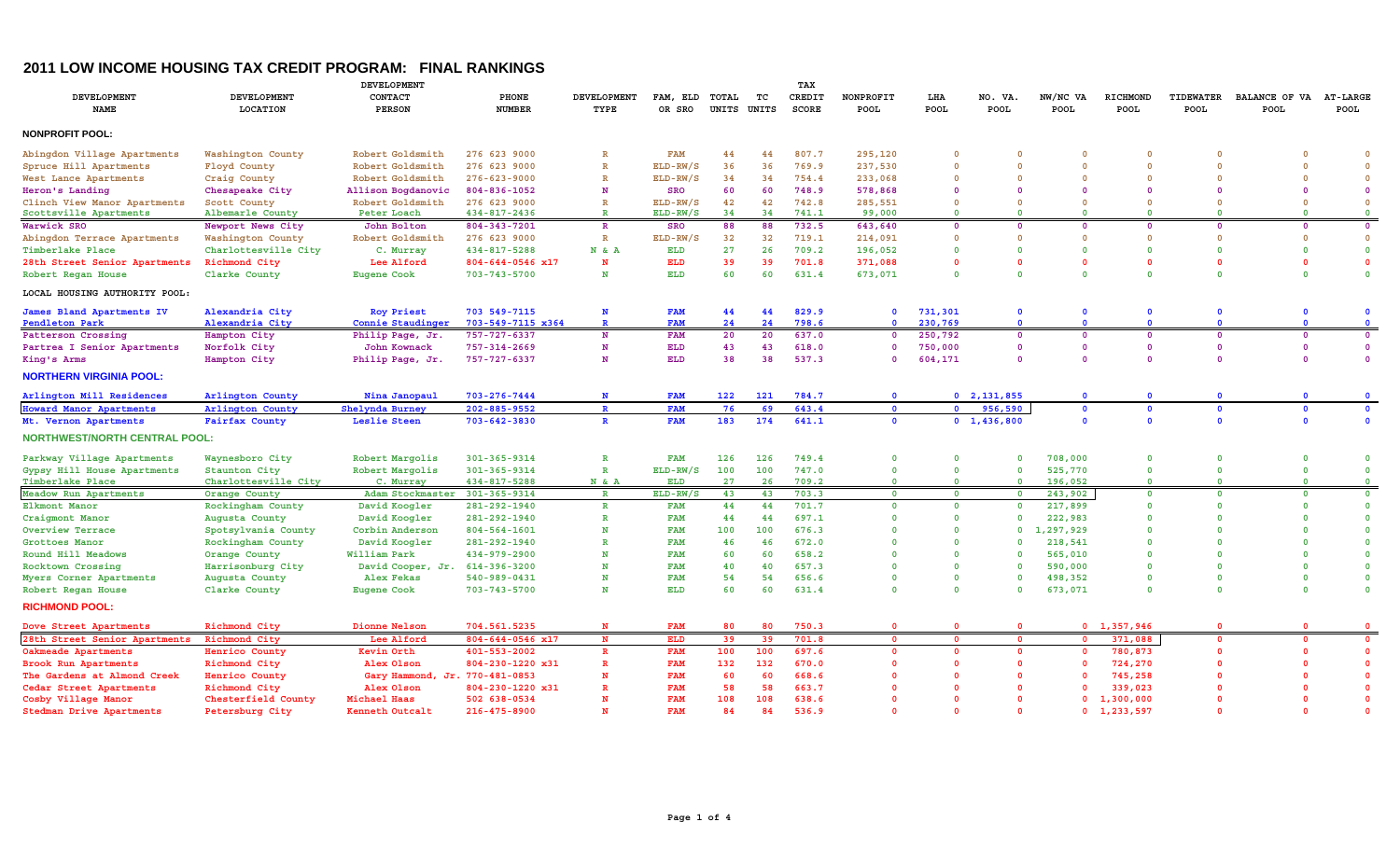# 2011 LOW INCOME HOUSING TAX CREDIT PROGRAM: FINAL RANKINGS

| DEVELOPMENT NAME | DEVELOPMENT LOCATION | DEVELOPMENT CONTACT PERSON | PHONE NUMBER | DEVELOPMENT TYPE | FAM, ELD OR SRO | TOTAL UNITS | TC UNITS | TAX CREDIT SCORE | NONPROFIT POOL | LHA POOL | NO. VA. POOL | NW/NC VA POOL | RICHMOND POOL | TIDEWATER POOL | BALANCE OF VA POOL | AT-LARGE POOL |
|---|---|---|---|---|---|---|---|---|---|---|---|---|---|---|---|---|
| **NONPROFIT POOL:** | | | | | | | | | | | | | | | | |
| Abingdon Village Apartments | Washington County | Robert Goldsmith | 276 623 9000 | R | FAM | 44 | 44 | 807.7 | 295,120 | 0 | 0 | 0 | 0 | 0 | 0 | 0 |
| Spruce Hill Apartments | Floyd County | Robert Goldsmith | 276 623 9000 | R | ELD-RW/S | 36 | 36 | 769.9 | 237,530 | 0 | 0 | 0 | 0 | 0 | 0 | 0 |
| West Lance Apartments | Craig County | Robert Goldsmith | 276-623-9000 | R | ELD-RW/S | 34 | 34 | 754.4 | 233,068 | 0 | 0 | 0 | 0 | 0 | 0 | 0 |
| Heron's Landing | Chesapeake City | Allison Bogdanovic | 804-836-1052 | N | SRO | 60 | 60 | 748.9 | 578,868 | 0 | 0 | 0 | 0 | 0 | 0 | 0 |
| Clinch View Manor Apartments | Scott County | Robert Goldsmith | 276 623 9000 | R | ELD-RW/S | 42 | 42 | 742.8 | 285,551 | 0 | 0 | 0 | 0 | 0 | 0 | 0 |
| Scottsville Apartments | Albemarle County | Peter Loach | 434-817-2436 | R | ELD-RW/S | 34 | 34 | 741.1 | 99,000 | 0 | 0 | 0 | 0 | 0 | 0 | 0 |
| Warwick SRO | Newport News City | John Bolton | 804-343-7201 | R | SRO | 88 | 88 | 732.5 | 643,640 | 0 | 0 | 0 | 0 | 0 | 0 | 0 |
| Abingdon Terrace Apartments | Washington County | Robert Goldsmith | 276 623 9000 | R | ELD-RW/S | 32 | 32 | 719.1 | 214,091 | 0 | 0 | 0 | 0 | 0 | 0 | 0 |
| Timberlake Place | Charlottesville City | C. Murray | 434-817-5288 | N & A | ELD | 27 | 26 | 709.2 | 196,052 | 0 | 0 | 0 | 0 | 0 | 0 | 0 |
| 28th Street Senior Apartments | Richmond City | Lee Alford | 804-644-0546 x17 | N | ELD | 39 | 39 | 701.8 | 371,088 | 0 | 0 | 0 | 0 | 0 | 0 | 0 |
| Robert Regan House | Clarke County | Eugene Cook | 703-743-5700 | N | ELD | 60 | 60 | 631.4 | 673,071 | 0 | 0 | 0 | 0 | 0 | 0 | 0 |
| **LOCAL HOUSING AUTHORITY POOL:** | | | | | | | | | | | | | | | | |
| James Bland Apartments IV | Alexandria City | Roy Priest | 703 549-7115 | N | FAM | 44 | 44 | 829.9 | 0 | 731,301 | 0 | 0 | 0 | 0 | 0 | 0 |
| Pendleton Park | Alexandria City | Connie Staudinger | 703-549-7115 x364 | R | FAM | 24 | 24 | 798.6 | 0 | 230,769 | 0 | 0 | 0 | 0 | 0 | 0 |
| Patterson Crossing | Hampton City | Philip Page, Jr. | 757-727-6337 | N | FAM | 20 | 20 | 637.0 | 0 | 250,792 | 0 | 0 | 0 | 0 | 0 | 0 |
| Partrea I Senior Apartments | Norfolk City | John Kownack | 757-314-2669 | N | ELD | 43 | 43 | 618.0 | 0 | 750,000 | 0 | 0 | 0 | 0 | 0 | 0 |
| King's Arms | Hampton City | Philip Page, Jr. | 757-727-6337 | N | ELD | 38 | 38 | 537.3 | 0 | 604,171 | 0 | 0 | 0 | 0 | 0 | 0 |
| **NORTHERN VIRGINIA POOL:** | | | | | | | | | | | | | | | | |
| Arlington Mill Residences | Arlington County | Nina Janopaul | 703-276-7444 | N | FAM | 122 | 121 | 784.7 | 0 | 0 | 2,131,855 | 0 | 0 | 0 | 0 | 0 |
| Howard Manor Apartments | Arlington County | Shelynda Burney | 202-885-9552 | R | FAM | 76 | 69 | 643.4 | 0 | 0 | 956,590 | 0 | 0 | 0 | 0 | 0 |
| Mt. Vernon Apartments | Fairfax County | Leslie Steen | 703-642-3830 | R | FAM | 183 | 174 | 641.1 | 0 | 0 | 1,436,800 | 0 | 0 | 0 | 0 | 0 |
| **NORTHWEST/NORTH CENTRAL POOL:** | | | | | | | | | | | | | | | | |
| Parkway Village Apartments | Waynesboro City | Robert Margolis | 301-365-9314 | R | FAM | 126 | 126 | 749.4 | 0 | 0 | 0 | 708,000 | 0 | 0 | 0 | 0 |
| Gypsy Hill House Apartments | Staunton City | Robert Margolis | 301-365-9314 | R | ELD-RW/S | 100 | 100 | 747.0 | 0 | 0 | 0 | 525,770 | 0 | 0 | 0 | 0 |
| Timberlake Place | Charlottesville City | C. Murray | 434-817-5288 | N & A | ELD | 27 | 26 | 709.2 | 0 | 0 | 0 | 196,052 | 0 | 0 | 0 | 0 |
| Meadow Run Apartments | Orange County | Adam Stockmaster | 301-365-9314 | R | ELD-RW/S | 43 | 43 | 703.3 | 0 | 0 | 0 | 243,902 | 0 | 0 | 0 | 0 |
| Elkmont Manor | Rockingham County | David Koogler | 281-292-1940 | R | FAM | 44 | 44 | 701.7 | 0 | 0 | 0 | 217,899 | 0 | 0 | 0 | 0 |
| Craigmont Manor | Augusta County | David Koogler | 281-292-1940 | R | FAM | 44 | 44 | 697.1 | 0 | 0 | 0 | 222,983 | 0 | 0 | 0 | 0 |
| Overview Terrace | Spotsylvania County | Corbin Anderson | 804-564-1601 | N | FAM | 100 | 100 | 676.3 | 0 | 0 | 0 | 1,297,929 | 0 | 0 | 0 | 0 |
| Grottoes Manor | Rockingham County | David Koogler | 281-292-1940 | R | FAM | 46 | 46 | 672.0 | 0 | 0 | 0 | 218,541 | 0 | 0 | 0 | 0 |
| Round Hill Meadows | Orange County | William Park | 434-979-2900 | N | FAM | 60 | 60 | 658.2 | 0 | 0 | 0 | 565,010 | 0 | 0 | 0 | 0 |
| Rocktown Crossing | Harrisonburg City | David Cooper, Jr. | 614-396-3200 | N | FAM | 40 | 40 | 657.3 | 0 | 0 | 0 | 590,000 | 0 | 0 | 0 | 0 |
| Myers Corner Apartments | Augusta County | Alex Fekas | 540-989-0431 | N | FAM | 54 | 54 | 656.6 | 0 | 0 | 0 | 498,352 | 0 | 0 | 0 | 0 |
| Robert Regan House | Clarke County | Eugene Cook | 703-743-5700 | N | ELD | 60 | 60 | 631.4 | 0 | 0 | 0 | 673,071 | 0 | 0 | 0 | 0 |
| **RICHMOND POOL:** | | | | | | | | | | | | | | | | |
| Dove Street Apartments | Richmond City | Dionne Nelson | 704.561.5235 | N | FAM | 80 | 80 | 750.3 | 0 | 0 | 0 | 0 | 1,357,946 | 0 | 0 | 0 |
| 28th Street Senior Apartments | Richmond City | Lee Alford | 804-644-0546 x17 | N | ELD | 39 | 39 | 701.8 | 0 | 0 | 0 | 0 | 371,088 | 0 | 0 | 0 |
| Oakmeade Apartments | Henrico County | Kevin Orth | 401-553-2002 | R | FAM | 100 | 100 | 697.6 | 0 | 0 | 0 | 0 | 780,873 | 0 | 0 | 0 |
| Brook Run Apartments | Richmond City | Alex Olson | 804-230-1220 x31 | R | FAM | 132 | 132 | 670.0 | 0 | 0 | 0 | 0 | 724,270 | 0 | 0 | 0 |
| The Gardens at Almond Creek | Henrico County | Gary Hammond, Jr. | 770-481-0853 | N | FAM | 60 | 60 | 668.6 | 0 | 0 | 0 | 0 | 745,258 | 0 | 0 | 0 |
| Cedar Street Apartments | Richmond City | Alex Olson | 804-230-1220 x31 | R | FAM | 58 | 58 | 663.7 | 0 | 0 | 0 | 0 | 339,023 | 0 | 0 | 0 |
| Cosby Village Manor | Chesterfield County | Michael Haas | 502 638-0534 | N | FAM | 108 | 108 | 638.6 | 0 | 0 | 0 | 0 | 1,300,000 | 0 | 0 | 0 |
| Stedman Drive Apartments | Petersburg City | Kenneth Outcalt | 216-475-8900 | N | FAM | 84 | 84 | 536.9 | 0 | 0 | 0 | 0 | 1,233,597 | 0 | 0 | 0 |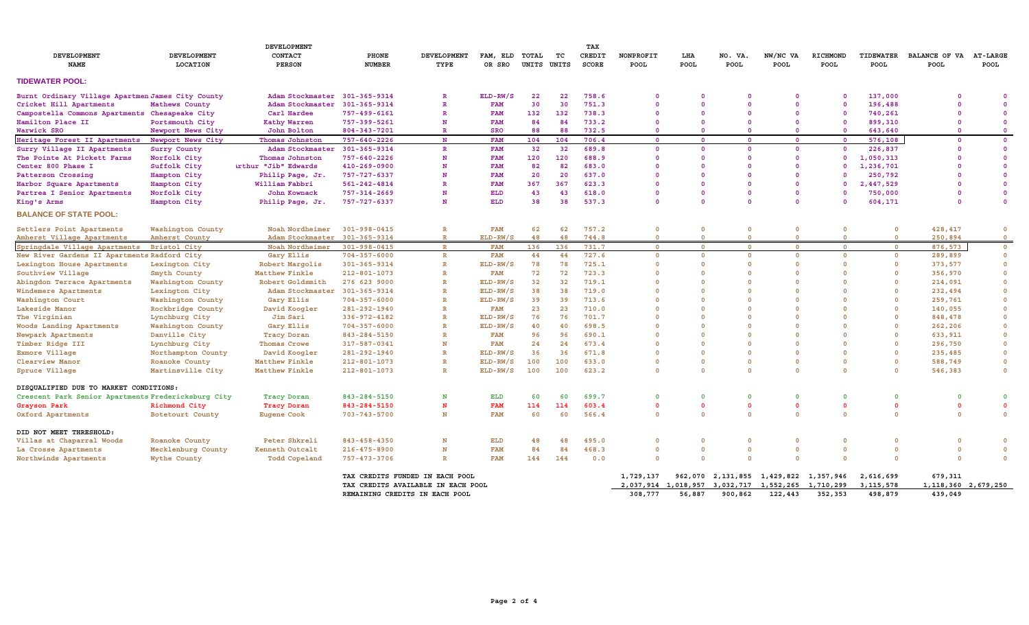| DEVELOPMENT NAME | DEVELOPMENT LOCATION | DEVELOPMENT CONTACT PERSON | PHONE NUMBER | DEVELOPMENT TYPE | FAM, ELD OR SRO | TOTAL UNITS | TC UNITS | TAX CREDIT SCORE | NONPROFIT POOL | LHA POOL | NO. VA. POOL | NW/NC VA POOL | RICHMOND POOL | TIDEWATER POOL | BALANCE OF VA POOL | AT-LARGE POOL |
|---|---|---|---|---|---|---|---|---|---|---|---|---|---|---|---|---|
| **TIDEWATER POOL:** | | | | | | | | | | | | | | | | |
| Burnt Ordinary Village Apartmen | James City County | Adam Stockmaster | 301-365-9314 | R | ELD-RW/S | 22 | 22 | 758.6 | 0 | 0 | 0 | 0 | 0 | 137,000 | 0 | 0 |
| Cricket Hill Apartments | Mathews County | Adam Stockmaster | 301-365-9314 | R | FAM | 30 | 30 | 751.3 | 0 | 0 | 0 | 0 | 0 | 196,488 | 0 | 0 |
| Campostella Commons Apartments | Chesapeake City | Carl Hardee | 757-499-6161 | R | FAM | 132 | 132 | 738.3 | 0 | 0 | 0 | 0 | 0 | 740,261 | 0 | 0 |
| Hamilton Place II | Portsmouth City | Kathy Warren | 757-399-5261 | N | FAM | 84 | 84 | 733.2 | 0 | 0 | 0 | 0 | 0 | 899,310 | 0 | 0 |
| Warwick SRO | Newport News City | John Bolton | 804-343-7201 | R | SRO | 88 | 88 | 732.5 | 0 | 0 | 0 | 0 | 0 | 643,640 | 0 | 0 |
| Heritage Forest II Apartments | Newport News City | Thomas Johnston | 757-640-2226 | N | FAM | 104 | 104 | 706.4 | 0 | 0 | 0 | 0 | 0 | 576,108 | 0 | 0 |
| Surry Village II Apartments | Surry County | Adam Stockmaster | 301-365-9314 | R | FAM | 32 | 32 | 689.8 | 0 | 0 | 0 | 0 | 0 | 226,837 | 0 | 0 |
| The Pointe At Pickett Farms | Norfolk City | Thomas Johnston | 757-640-2226 | N | FAM | 120 | 120 | 688.9 | 0 | 0 | 0 | 0 | 0 | 1,050,313 | 0 | 0 |
| Center 800 Phase I | Suffolk City | Arthur "Jib" Edwards | 410-269-0900 | N | FAM | 82 | 82 | 683.0 | 0 | 0 | 0 | 0 | 0 | 1,236,701 | 0 | 0 |
| Patterson Crossing | Hampton City | Philip Page, Jr. | 757-727-6337 | N | FAM | 20 | 20 | 637.0 | 0 | 0 | 0 | 0 | 0 | 250,792 | 0 | 0 |
| Harbor Square Apartments | Hampton City | William Fabbri | 561-242-4814 | R | FAM | 367 | 367 | 623.3 | 0 | 0 | 0 | 0 | 0 | 2,447,529 | 0 | 0 |
| Partrea I Senior Apartments | Norfolk City | John Kownack | 757-314-2669 | N | ELD | 43 | 43 | 618.0 | 0 | 0 | 0 | 0 | 0 | 750,000 | 0 | 0 |
| King's Arms | Hampton City | Philip Page, Jr. | 757-727-6337 | N | ELD | 38 | 38 | 537.3 | 0 | 0 | 0 | 0 | 0 | 604,171 | 0 | 0 |
| **BALANCE OF STATE POOL:** | | | | | | | | | | | | | | | | |
| Settlers Point Apartments | Washington County | Noah Nordheimer | 301-998-0415 | R | FAM | 62 | 62 | 757.2 | 0 | 0 | 0 | 0 | 0 | 0 | 428,417 | 0 |
| Amherst Village Apartments | Amherst County | Adam Stockmaster | 301-365-9314 | R | ELD-RW/S | 48 | 48 | 744.8 | 0 | 0 | 0 | 0 | 0 | 0 | 250,894 | 0 |
| Springdale Village Apartments | Bristol City | Noah Nordheimer | 301-998-0415 | R | FAM | 136 | 136 | 731.7 | 0 | 0 | 0 | 0 | 0 | 0 | 876,573 | 0 |
| New River Gardens II Apartments | Radford City | Gary Ellis | 704-357-6000 | R | FAM | 44 | 44 | 727.6 | 0 | 0 | 0 | 0 | 0 | 0 | 289,899 | 0 |
| Lexington House Apartments | Lexington City | Robert Margolis | 301-365-9314 | R | ELD-RW/S | 78 | 78 | 725.1 | 0 | 0 | 0 | 0 | 0 | 0 | 373,577 | 0 |
| Southview Village | Smyth County | Matthew Finkle | 212-801-1073 | R | FAM | 72 | 72 | 723.3 | 0 | 0 | 0 | 0 | 0 | 0 | 356,970 | 0 |
| Abingdon Terrace Apartments | Washington County | Robert Goldsmith | 276 623 9000 | R | ELD-RW/S | 32 | 32 | 719.1 | 0 | 0 | 0 | 0 | 0 | 0 | 214,091 | 0 |
| Windemere Apartments | Lexington City | Adam Stockmaster | 301-365-9314 | R | ELD-RW/S | 38 | 38 | 719.0 | 0 | 0 | 0 | 0 | 0 | 0 | 232,494 | 0 |
| Washington Court | Washington County | Gary Ellis | 704-357-6000 | R | ELD-RW/S | 39 | 39 | 713.6 | 0 | 0 | 0 | 0 | 0 | 0 | 259,761 | 0 |
| Lakeside Manor | Rockbridge County | David Koogler | 281-292-1940 | R | FAM | 23 | 23 | 710.0 | 0 | 0 | 0 | 0 | 0 | 0 | 140,055 | 0 |
| The Virginian | Lynchburg City | Jim Sari | 336-972-4182 | R | ELD-RW/S | 76 | 76 | 701.7 | 0 | 0 | 0 | 0 | 0 | 0 | 848,478 | 0 |
| Woods Landing Apartments | Washington County | Gary Ellis | 704-357-6000 | R | ELD-RW/S | 40 | 40 | 698.5 | 0 | 0 | 0 | 0 | 0 | 0 | 262,206 | 0 |
| Newpark Apartments | Danville City | Tracy Doran | 843-284-5150 | R | FAM | 96 | 96 | 690.1 | 0 | 0 | 0 | 0 | 0 | 0 | 633,911 | 0 |
| Timber Ridge III | Lynchburg City | Thomas Crowe | 317-587-0341 | N | FAM | 24 | 24 | 673.4 | 0 | 0 | 0 | 0 | 0 | 0 | 296,750 | 0 |
| Exmore Village | Northampton County | David Koogler | 281-292-1940 | R | ELD-RW/S | 36 | 36 | 671.8 | 0 | 0 | 0 | 0 | 0 | 0 | 235,485 | 0 |
| Clearview Manor | Roanoke County | Matthew Finkle | 212-801-1073 | R | ELD-RW/S | 100 | 100 | 633.0 | 0 | 0 | 0 | 0 | 0 | 0 | 588,749 | 0 |
| Spruce Village | Martinsville City | Matthew Finkle | 212-801-1073 | R | ELD-RW/S | 100 | 100 | 623.2 | 0 | 0 | 0 | 0 | 0 | 0 | 546,383 | 0 |
| DISQUALIFIED DUE TO MARKET CONDITIONS: | | | | | | | | | | | | | | | | |
| Crescent Park Senior Apartments | Fredericksburg City | Tracy Doran | 843-284-5150 | N | ELD | 60 | 60 | 699.7 | 0 | 0 | 0 | 0 | 0 | 0 | 0 | 0 |
| Grayson Park | Richmond City | Tracy Doran | 843-284-5150 | N | FAM | 114 | 114 | 603.4 | 0 | 0 | 0 | 0 | 0 | 0 | 0 | 0 |
| Oxford Apartments | Botetourt County | Eugene Cook | 703-743-5700 | N | FAM | 60 | 60 | 566.4 | 0 | 0 | 0 | 0 | 0 | 0 | 0 | 0 |
| DID NOT MEET THRESHOLD: | | | | | | | | | | | | | | | | |
| Villas at Chaparral Woods | Roanoke County | Peter Shkreli | 843-458-4350 | N | ELD | 48 | 48 | 495.0 | 0 | 0 | 0 | 0 | 0 | 0 | 0 | 0 |
| La Crosse Apartments | Mecklenburg County | Kenneth Outcalt | 216-475-8900 | N | FAM | 84 | 84 | 468.3 | 0 | 0 | 0 | 0 | 0 | 0 | 0 | 0 |
| Northwinds Apartments | Wythe County | Todd Copeland | 757-473-3706 | R | FAM | 144 | 144 | 0.0 | 0 | 0 | 0 | 0 | 0 | 0 | 0 | 0 |
| | | | TAX CREDITS FUNDED IN EACH POOL | | | | | | 1,729,137 | 962,070 | 2,131,855 | 1,429,822 | 1,357,946 | 2,616,699 | 679,311 | |
| | | | TAX CREDITS AVAILABLE IN EACH POOL | | | | | | 2,037,914 | 1,018,957 | 3,032,717 | 1,552,265 | 1,710,299 | 3,115,578 | 1,118,360 | 2,679,250 |
| | | | REMAINING CREDITS IN EACH POOL | | | | | | 308,777 | 56,887 | 900,862 | 122,443 | 352,353 | 498,879 | 439,049 | |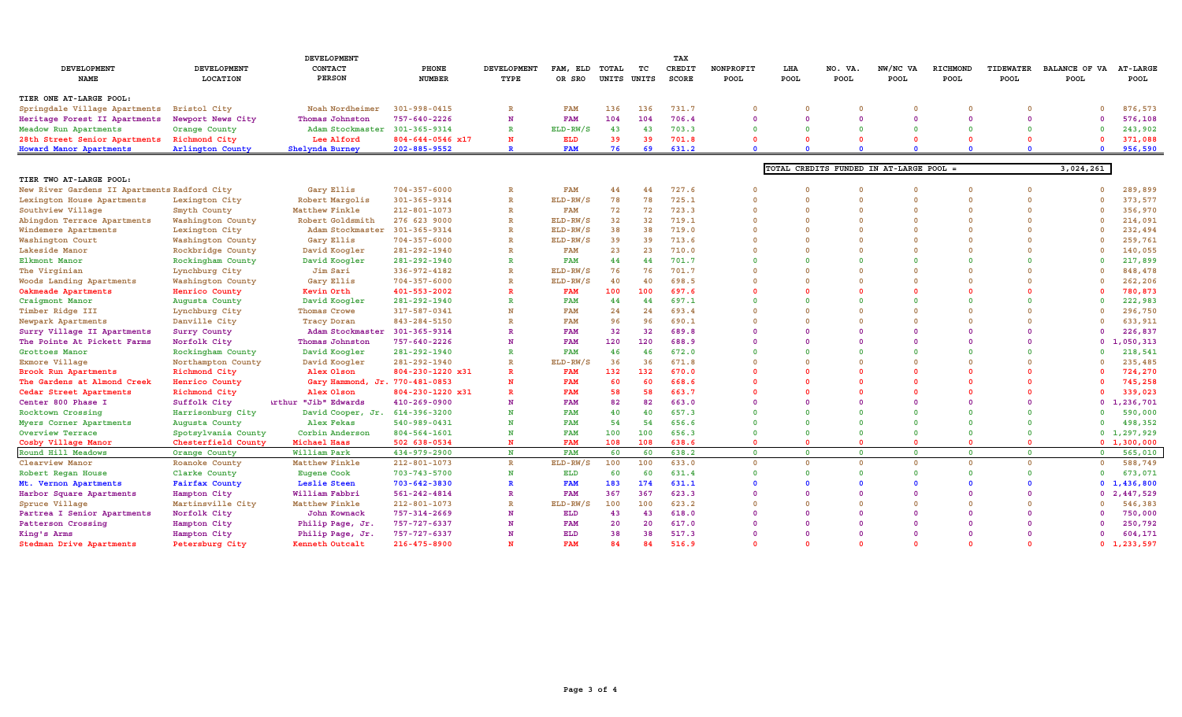| DEVELOPMENT NAME | DEVELOPMENT LOCATION | DEVELOPMENT CONTACT PERSON | PHONE NUMBER | DEVELOPMENT TYPE | FAM, ELD OR SRO | TOTAL UNITS | TC UNITS | TAX CREDIT SCORE | NONPROFIT POOL | LHA POOL | NO. VA. POOL | NW/NC VA POOL | RICHMOND POOL | TIDEWATER POOL | BALANCE OF VA POOL | AT-LARGE POOL |
|---|---|---|---|---|---|---|---|---|---|---|---|---|---|---|---|---|
| **TIER ONE AT-LARGE POOL:** | | | | | | | | | | | | | | | | |
| Springdale Village Apartments | Bristol City | Noah Nordheimer | 301-998-0415 | R | FAM | 136 | 136 | 731.7 | 0 | 0 | 0 | 0 | 0 | 0 | 0 | 876,573 |
| Heritage Forest II Apartments | Newport News City | Thomas Johnston | 757-640-2226 | N | FAM | 104 | 104 | 706.4 | 0 | 0 | 0 | 0 | 0 | 0 | 0 | 576,108 |
| Meadow Run Apartments | Orange County | Adam Stockmaster | 301-365-9314 | R | ELD-RW/S | 43 | 43 | 703.3 | 0 | 0 | 0 | 0 | 0 | 0 | 0 | 243,902 |
| 28th Street Senior Apartments | Richmond City | Lee Alford | 804-644-0546 x17 | N | ELD | 39 | 39 | 701.8 | 0 | 0 | 0 | 0 | 0 | 0 | 0 | 371,088 |
| Howard Manor Apartments | Arlington County | Shelynda Burney | 202-885-9552 | R | FAM | 76 | 69 | 631.2 | 0 | 0 | 0 | 0 | 0 | 0 | 0 | 956,590 |
| | | | | | | | | | | TOTAL CREDITS FUNDED IN AT-LARGE POOL = | | | | | 3,024,261 | |
| **TIER TWO AT-LARGE POOL:** | | | | | | | | | | | | | | | | |
| New River Gardens II Apartments | Radford City | Gary Ellis | 704-357-6000 | R | FAM | 44 | 44 | 727.6 | 0 | 0 | 0 | 0 | 0 | 0 | 0 | 289,899 |
| Lexington House Apartments | Lexington City | Robert Margolis | 301-365-9314 | R | ELD-RW/S | 78 | 78 | 725.1 | 0 | 0 | 0 | 0 | 0 | 0 | 0 | 373,577 |
| Southview Village | Smyth County | Matthew Finkle | 212-801-1073 | R | FAM | 72 | 72 | 723.3 | 0 | 0 | 0 | 0 | 0 | 0 | 0 | 356,970 |
| Abingdon Terrace Apartments | Washington County | Robert Goldsmith | 276 623 9000 | R | ELD-RW/S | 32 | 32 | 719.1 | 0 | 0 | 0 | 0 | 0 | 0 | 0 | 214,091 |
| Windemere Apartments | Lexington City | Adam Stockmaster | 301-365-9314 | R | ELD-RW/S | 38 | 38 | 719.0 | 0 | 0 | 0 | 0 | 0 | 0 | 0 | 232,494 |
| Washington Court | Washington County | Gary Ellis | 704-357-6000 | R | ELD-RW/S | 39 | 39 | 713.6 | 0 | 0 | 0 | 0 | 0 | 0 | 0 | 259,761 |
| Lakeside Manor | Rockbridge County | David Koogler | 281-292-1940 | R | FAM | 23 | 23 | 710.0 | 0 | 0 | 0 | 0 | 0 | 0 | 0 | 140,055 |
| Elkmont Manor | Rockingham County | David Koogler | 281-292-1940 | R | FAM | 44 | 44 | 701.7 | 0 | 0 | 0 | 0 | 0 | 0 | 0 | 217,899 |
| The Virginian | Lynchburg City | Jim Sari | 336-972-4182 | R | ELD-RW/S | 76 | 76 | 701.7 | 0 | 0 | 0 | 0 | 0 | 0 | 0 | 848,478 |
| Woods Landing Apartments | Washington County | Gary Ellis | 704-357-6000 | R | ELD-RW/S | 40 | 40 | 698.5 | 0 | 0 | 0 | 0 | 0 | 0 | 0 | 262,206 |
| Oakmeade Apartments | Henrico County | Kevin Orth | 401-553-2002 | R | FAM | 100 | 100 | 697.6 | 0 | 0 | 0 | 0 | 0 | 0 | 0 | 780,873 |
| Craigmont Manor | Augusta County | David Koogler | 281-292-1940 | R | FAM | 44 | 44 | 697.1 | 0 | 0 | 0 | 0 | 0 | 0 | 0 | 222,983 |
| Timber Ridge III | Lynchburg City | Thomas Crowe | 317-587-0341 | N | FAM | 24 | 24 | 693.4 | 0 | 0 | 0 | 0 | 0 | 0 | 0 | 296,750 |
| Newpark Apartments | Danville City | Tracy Doran | 843-284-5150 | R | FAM | 96 | 96 | 690.1 | 0 | 0 | 0 | 0 | 0 | 0 | 0 | 633,911 |
| Surry Village II Apartments | Surry County | Adam Stockmaster | 301-365-9314 | R | FAM | 32 | 32 | 689.8 | 0 | 0 | 0 | 0 | 0 | 0 | 0 | 226,837 |
| The Pointe At Pickett Farms | Norfolk City | Thomas Johnston | 757-640-2226 | N | FAM | 120 | 120 | 688.9 | 0 | 0 | 0 | 0 | 0 | 0 | 0 | 1,050,313 |
| Grottoes Manor | Rockingham County | David Koogler | 281-292-1940 | R | FAM | 46 | 46 | 672.0 | 0 | 0 | 0 | 0 | 0 | 0 | 0 | 218,541 |
| Exmore Village | Northampton County | David Koogler | 281-292-1940 | R | ELD-RW/S | 36 | 36 | 671.8 | 0 | 0 | 0 | 0 | 0 | 0 | 0 | 235,485 |
| Brook Run Apartments | Richmond City | Alex Olson | 804-230-1220 x31 | R | FAM | 132 | 132 | 670.0 | 0 | 0 | 0 | 0 | 0 | 0 | 0 | 724,270 |
| The Gardens at Almond Creek | Henrico County | Gary Hammond, Jr. | 770-481-0853 | N | FAM | 60 | 60 | 668.6 | 0 | 0 | 0 | 0 | 0 | 0 | 0 | 745,258 |
| Cedar Street Apartments | Richmond City | Alex Olson | 804-230-1220 x31 | R | FAM | 58 | 58 | 663.7 | 0 | 0 | 0 | 0 | 0 | 0 | 0 | 339,023 |
| Center 800 Phase I | Suffolk City | Arthur "Jib" Edwards | 410-269-0900 | N | FAM | 82 | 82 | 663.0 | 0 | 0 | 0 | 0 | 0 | 0 | 0 | 1,236,701 |
| Rocktown Crossing | Harrisonburg City | David Cooper, Jr. | 614-396-3200 | N | FAM | 40 | 40 | 657.3 | 0 | 0 | 0 | 0 | 0 | 0 | 0 | 590,000 |
| Myers Corner Apartments | Augusta County | Alex Fekas | 540-989-0431 | N | FAM | 54 | 54 | 656.6 | 0 | 0 | 0 | 0 | 0 | 0 | 0 | 498,352 |
| Overview Terrace | Spotsylvania County | Corbin Anderson | 804-564-1601 | N | FAM | 100 | 100 | 656.3 | 0 | 0 | 0 | 0 | 0 | 0 | 0 | 1,297,929 |
| Cosby Village Manor | Chesterfield County | Michael Haas | 502 638-0534 | N | FAM | 108 | 108 | 638.6 | 0 | 0 | 0 | 0 | 0 | 0 | 0 | 1,300,000 |
| Round Hill Meadows | Orange County | William Park | 434-979-2900 | N | FAM | 60 | 60 | 638.2 | 0 | 0 | 0 | 0 | 0 | 0 | 0 | 565,010 |
| Clearview Manor | Roanoke County | Matthew Finkle | 212-801-1073 | R | ELD-RW/S | 100 | 100 | 633.0 | 0 | 0 | 0 | 0 | 0 | 0 | 0 | 588,749 |
| Robert Regan House | Clarke County | Eugene Cook | 703-743-5700 | N | ELD | 60 | 60 | 631.4 | 0 | 0 | 0 | 0 | 0 | 0 | 0 | 673,071 |
| Mt. Vernon Apartments | Fairfax County | Leslie Steen | 703-642-3830 | R | FAM | 183 | 174 | 631.1 | 0 | 0 | 0 | 0 | 0 | 0 | 0 | 1,436,800 |
| Harbor Square Apartments | Hampton City | William Fabbri | 561-242-4814 | R | FAM | 367 | 367 | 623.3 | 0 | 0 | 0 | 0 | 0 | 0 | 0 | 2,447,529 |
| Spruce Village | Martinsville City | Matthew Finkle | 212-801-1073 | R | ELD-RW/S | 100 | 100 | 623.2 | 0 | 0 | 0 | 0 | 0 | 0 | 0 | 546,383 |
| Partrea I Senior Apartments | Norfolk City | John Kownack | 757-314-2669 | N | ELD | 43 | 43 | 618.0 | 0 | 0 | 0 | 0 | 0 | 0 | 0 | 750,000 |
| Patterson Crossing | Hampton City | Philip Page, Jr. | 757-727-6337 | N | FAM | 20 | 20 | 617.0 | 0 | 0 | 0 | 0 | 0 | 0 | 0 | 250,792 |
| King's Arms | Hampton City | Philip Page, Jr. | 757-727-6337 | N | ELD | 38 | 38 | 517.3 | 0 | 0 | 0 | 0 | 0 | 0 | 0 | 604,171 |
| Stedman Drive Apartments | Petersburg City | Kenneth Outcalt | 216-475-8900 | N | FAM | 84 | 84 | 516.9 | 0 | 0 | 0 | 0 | 0 | 0 | 0 | 1,233,597 |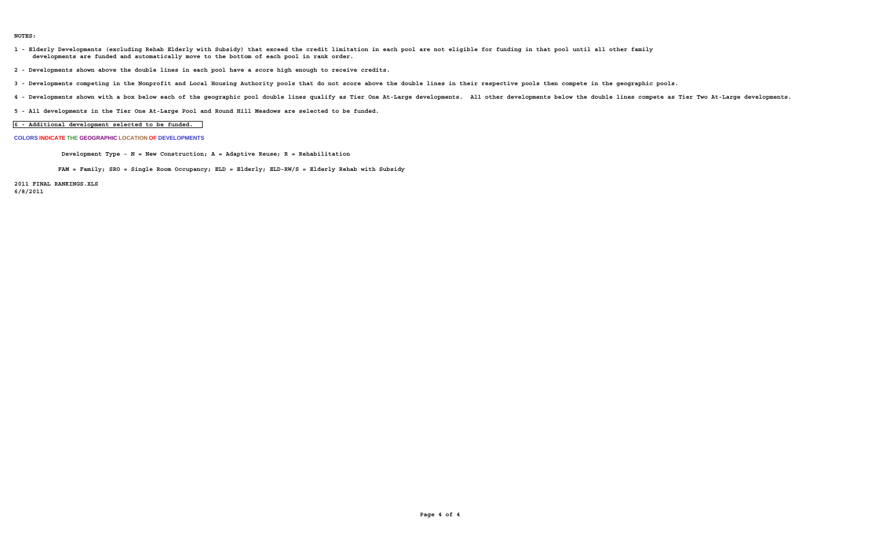**NOTES:**

1 - Elderly Developments (excluding Rehab Elderly with Subsidy) that exceed the credit limitation in each pool are not eligible for funding in that pool until all other family developments are funded and automatically move to the bottom of each pool in rank order.

2 - Developments shown above the double lines in each pool have a score high enough to receive credits.

3 - Developments competing in the Nonprofit and Local Housing Authority pools that do not score above the double lines in their respective pools then compete in the geographic pools.

4 - Developments shown with a box below each of the geographic pool double lines qualify as Tier One At-Large developments. All other developments below the double lines compete as Tier Two At-Large developments.

5 - All developments in the Tier One At-Large Pool and Round Hill Meadows are selected to be funded.

6 - Additional development selected to be funded.

COLORS INDICATE THE GEOGRAPHIC LOCATION OF DEVELOPMENTS

Development Type - N = New Construction; A = Adaptive Reuse; R = Rehabilitation

FAM = Family; SRO = Single Room Occupancy; ELD = Elderly; ELD-RW/S = Elderly Rehab with Subsidy

2011 FINAL RANKINGS.XLS
6/8/2011